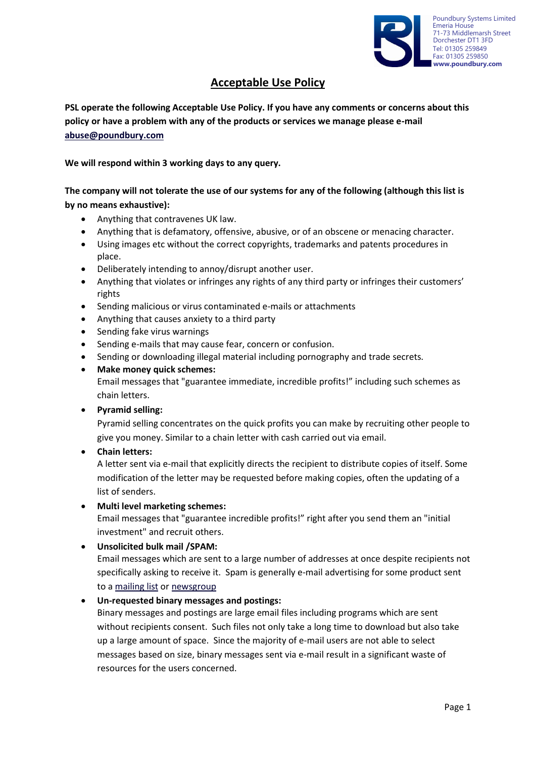Poundbury Systems Limited
Emeria House
71-73 Middlemarsh Street
Dorchester DT1 3FD
Tel: 01305 259849
Fax: 01305 259850
**www.poundbury.com**

# Acceptable Use Policy

**PSL operate the following Acceptable Use Policy. If you have any comments or concerns about this policy or have a problem with any of the products or services we manage please e-mail abuse@poundbury.com**

**We will respond within 3 working days to any query.**

**The company will not tolerate the use of our systems for any of the following (although this list is by no means exhaustive):**

- Anything that contravenes UK law.
- Anything that is defamatory, offensive, abusive, or of an obscene or menacing character.
- Using images etc without the correct copyrights, trademarks and patents procedures in place.
- Deliberately intending to annoy/disrupt another user.
- Anything that violates or infringes any rights of any third party or infringes their customers' rights
- Sending malicious or virus contaminated e-mails or attachments
- Anything that causes anxiety to a third party
- Sending fake virus warnings
- Sending e-mails that may cause fear, concern or confusion.
- Sending or downloading illegal material including pornography and trade secrets.
- **Make money quick schemes:**
  Email messages that "guarantee immediate, incredible profits!" including such schemes as chain letters.
- **Pyramid selling:**
  Pyramid selling concentrates on the quick profits you can make by recruiting other people to give you money. Similar to a chain letter with cash carried out via email.
- **Chain letters:**
  A letter sent via e-mail that explicitly directs the recipient to distribute copies of itself. Some modification of the letter may be requested before making copies, often the updating of a list of senders.
- **Multi level marketing schemes:**
  Email messages that "guarantee incredible profits!" right after you send them an "initial investment" and recruit others.
- **Unsolicited bulk mail /SPAM:**
  Email messages which are sent to a large number of addresses at once despite recipients not specifically asking to receive it. Spam is generally e-mail advertising for some product sent to a mailing list or newsgroup
- **Un-requested binary messages and postings:**
  Binary messages and postings are large email files including programs which are sent without recipients consent. Such files not only take a long time to download but also take up a large amount of space. Since the majority of e-mail users are not able to select messages based on size, binary messages sent via e-mail result in a significant waste of resources for the users concerned.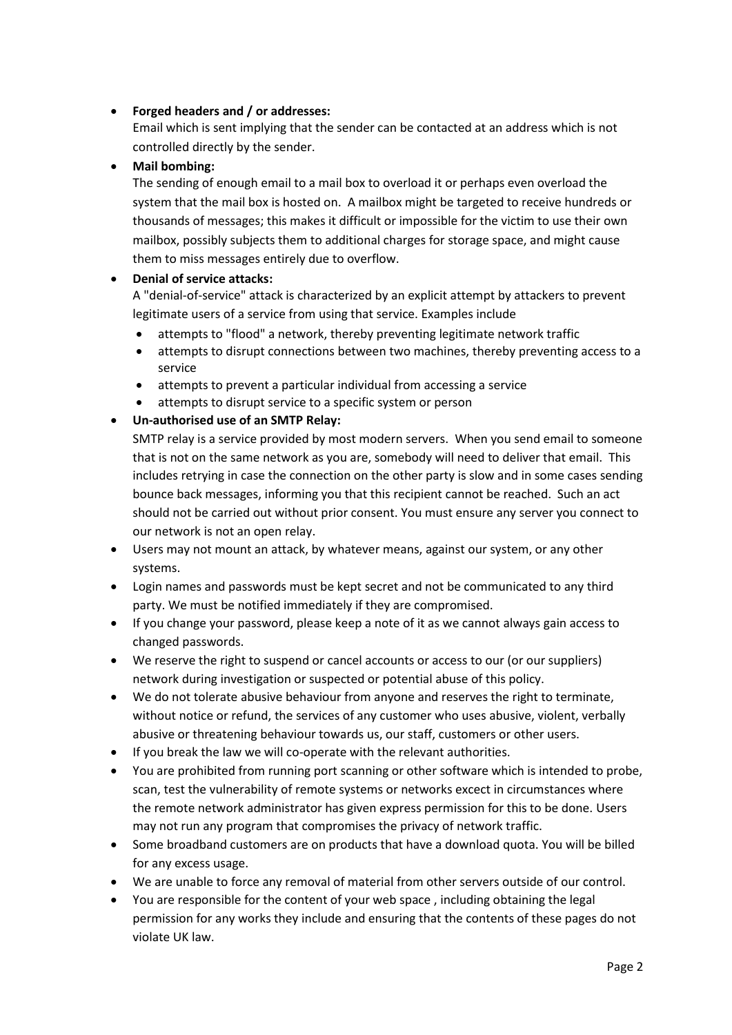- **Forged headers and / or addresses:**
  Email which is sent implying that the sender can be contacted at an address which is not controlled directly by the sender.
- **Mail bombing:**
  The sending of enough email to a mail box to overload it or perhaps even overload the system that the mail box is hosted on. A mailbox might be targeted to receive hundreds or thousands of messages; this makes it difficult or impossible for the victim to use their own mailbox, possibly subjects them to additional charges for storage space, and might cause them to miss messages entirely due to overflow.
- **Denial of service attacks:**
  A "denial-of-service" attack is characterized by an explicit attempt by attackers to prevent legitimate users of a service from using that service. Examples include
  - attempts to "flood" a network, thereby preventing legitimate network traffic
  - attempts to disrupt connections between two machines, thereby preventing access to a service
  - attempts to prevent a particular individual from accessing a service
  - attempts to disrupt service to a specific system or person
- **Un-authorised use of an SMTP Relay:**
  SMTP relay is a service provided by most modern servers. When you send email to someone that is not on the same network as you are, somebody will need to deliver that email. This includes retrying in case the connection on the other party is slow and in some cases sending bounce back messages, informing you that this recipient cannot be reached. Such an act should not be carried out without prior consent. You must ensure any server you connect to our network is not an open relay.
- Users may not mount an attack, by whatever means, against our system, or any other systems.
- Login names and passwords must be kept secret and not be communicated to any third party. We must be notified immediately if they are compromised.
- If you change your password, please keep a note of it as we cannot always gain access to changed passwords.
- We reserve the right to suspend or cancel accounts or access to our (or our suppliers) network during investigation or suspected or potential abuse of this policy.
- We do not tolerate abusive behaviour from anyone and reserves the right to terminate, without notice or refund, the services of any customer who uses abusive, violent, verbally abusive or threatening behaviour towards us, our staff, customers or other users.
- If you break the law we will co-operate with the relevant authorities.
- You are prohibited from running port scanning or other software which is intended to probe, scan, test the vulnerability of remote systems or networks excect in circumstances where the remote network administrator has given express permission for this to be done. Users may not run any program that compromises the privacy of network traffic.
- Some broadband customers are on products that have a download quota. You will be billed for any excess usage.
- We are unable to force any removal of material from other servers outside of our control.
- You are responsible for the content of your web space , including obtaining the legal permission for any works they include and ensuring that the contents of these pages do not violate UK law.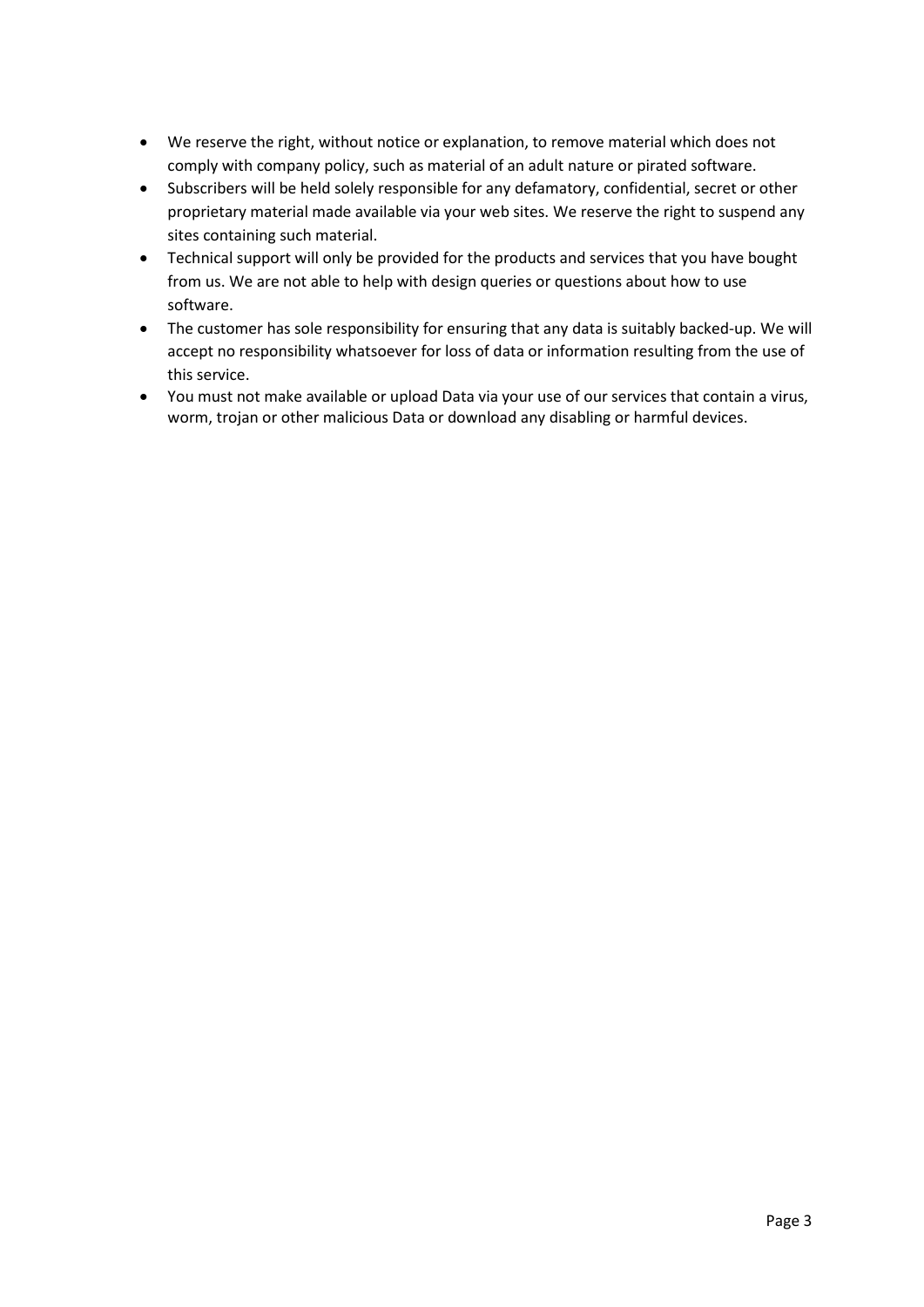- We reserve the right, without notice or explanation, to remove material which does not comply with company policy, such as material of an adult nature or pirated software.
- Subscribers will be held solely responsible for any defamatory, confidential, secret or other proprietary material made available via your web sites. We reserve the right to suspend any sites containing such material.
- Technical support will only be provided for the products and services that you have bought from us. We are not able to help with design queries or questions about how to use software.
- The customer has sole responsibility for ensuring that any data is suitably backed-up. We will accept no responsibility whatsoever for loss of data or information resulting from the use of this service.
- You must not make available or upload Data via your use of our services that contain a virus, worm, trojan or other malicious Data or download any disabling or harmful devices.